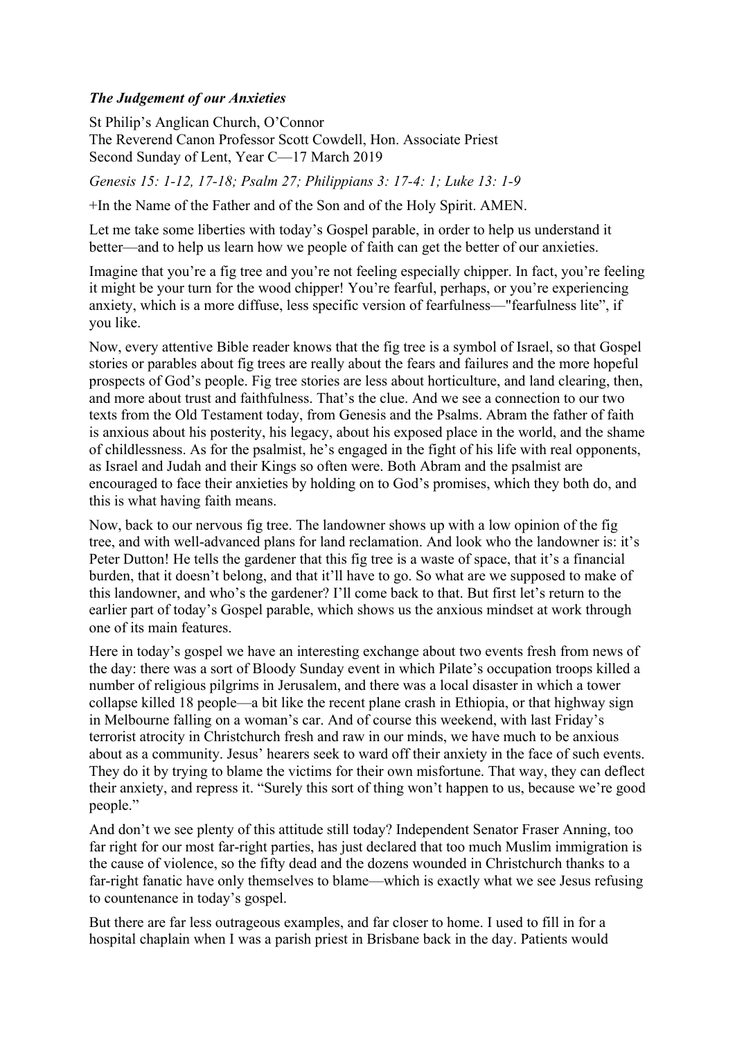***The Judgement of our Anxieties***

St Philip's Anglican Church, O'Connor
The Reverend Canon Professor Scott Cowdell, Hon. Associate Priest
Second Sunday of Lent, Year C—17 March 2019

*Genesis 15: 1-12, 17-18; Psalm 27; Philippians 3: 17-4: 1; Luke 13: 1-9*

+In the Name of the Father and of the Son and of the Holy Spirit. AMEN.

Let me take some liberties with today's Gospel parable, in order to help us understand it better—and to help us learn how we people of faith can get the better of our anxieties.

Imagine that you're a fig tree and you're not feeling especially chipper. In fact, you're feeling it might be your turn for the wood chipper! You're fearful, perhaps, or you're experiencing anxiety, which is a more diffuse, less specific version of fearfulness—"fearfulness lite", if you like.

Now, every attentive Bible reader knows that the fig tree is a symbol of Israel, so that Gospel stories or parables about fig trees are really about the fears and failures and the more hopeful prospects of God's people. Fig tree stories are less about horticulture, and land clearing, then, and more about trust and faithfulness. That's the clue. And we see a connection to our two texts from the Old Testament today, from Genesis and the Psalms. Abram the father of faith is anxious about his posterity, his legacy, about his exposed place in the world, and the shame of childlessness. As for the psalmist, he's engaged in the fight of his life with real opponents, as Israel and Judah and their Kings so often were. Both Abram and the psalmist are encouraged to face their anxieties by holding on to God's promises, which they both do, and this is what having faith means.

Now, back to our nervous fig tree. The landowner shows up with a low opinion of the fig tree, and with well-advanced plans for land reclamation. And look who the landowner is: it's Peter Dutton! He tells the gardener that this fig tree is a waste of space, that it's a financial burden, that it doesn't belong, and that it'll have to go. So what are we supposed to make of this landowner, and who's the gardener? I'll come back to that. But first let's return to the earlier part of today's Gospel parable, which shows us the anxious mindset at work through one of its main features.

Here in today's gospel we have an interesting exchange about two events fresh from news of the day: there was a sort of Bloody Sunday event in which Pilate's occupation troops killed a number of religious pilgrims in Jerusalem, and there was a local disaster in which a tower collapse killed 18 people—a bit like the recent plane crash in Ethiopia, or that highway sign in Melbourne falling on a woman's car. And of course this weekend, with last Friday's terrorist atrocity in Christchurch fresh and raw in our minds, we have much to be anxious about as a community. Jesus' hearers seek to ward off their anxiety in the face of such events. They do it by trying to blame the victims for their own misfortune. That way, they can deflect their anxiety, and repress it. "Surely this sort of thing won't happen to us, because we're good people."

And don't we see plenty of this attitude still today? Independent Senator Fraser Anning, too far right for our most far-right parties, has just declared that too much Muslim immigration is the cause of violence, so the fifty dead and the dozens wounded in Christchurch thanks to a far-right fanatic have only themselves to blame—which is exactly what we see Jesus refusing to countenance in today's gospel.

But there are far less outrageous examples, and far closer to home. I used to fill in for a hospital chaplain when I was a parish priest in Brisbane back in the day. Patients would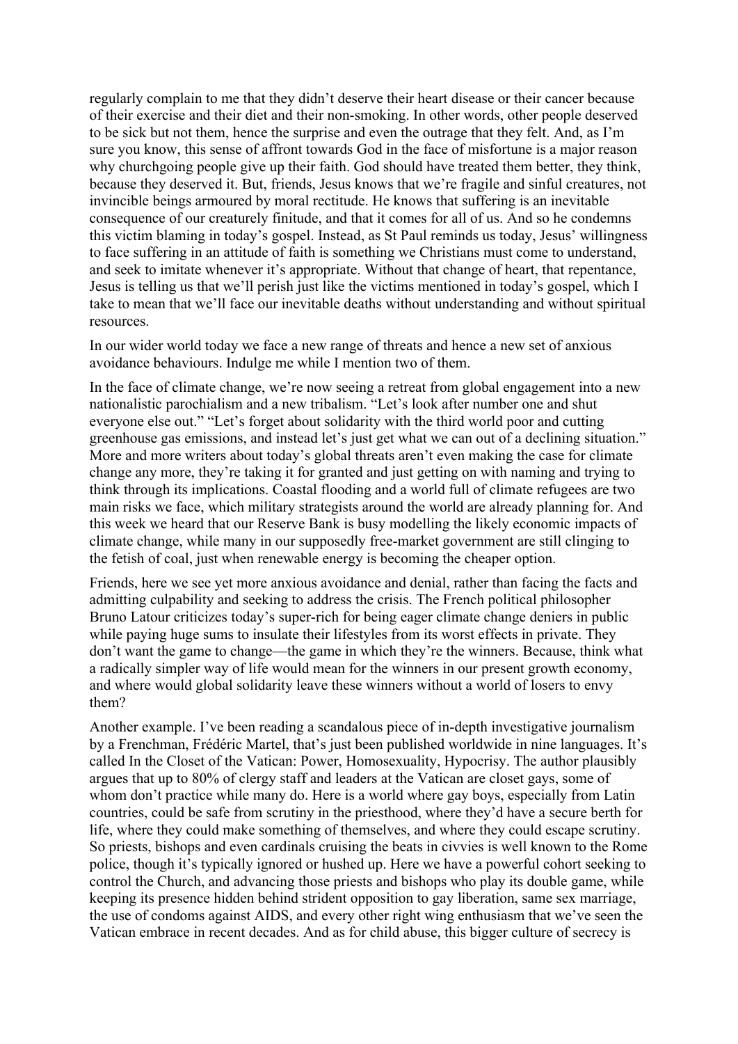regularly complain to me that they didn't deserve their heart disease or their cancer because of their exercise and their diet and their non-smoking. In other words, other people deserved to be sick but not them, hence the surprise and even the outrage that they felt. And, as I'm sure you know, this sense of affront towards God in the face of misfortune is a major reason why churchgoing people give up their faith. God should have treated them better, they think, because they deserved it. But, friends, Jesus knows that we're fragile and sinful creatures, not invincible beings armoured by moral rectitude. He knows that suffering is an inevitable consequence of our creaturely finitude, and that it comes for all of us. And so he condemns this victim blaming in today's gospel. Instead, as St Paul reminds us today, Jesus' willingness to face suffering in an attitude of faith is something we Christians must come to understand, and seek to imitate whenever it's appropriate. Without that change of heart, that repentance, Jesus is telling us that we'll perish just like the victims mentioned in today's gospel, which I take to mean that we'll face our inevitable deaths without understanding and without spiritual resources.

In our wider world today we face a new range of threats and hence a new set of anxious avoidance behaviours. Indulge me while I mention two of them.

In the face of climate change, we're now seeing a retreat from global engagement into a new nationalistic parochialism and a new tribalism. "Let's look after number one and shut everyone else out." "Let's forget about solidarity with the third world poor and cutting greenhouse gas emissions, and instead let's just get what we can out of a declining situation." More and more writers about today's global threats aren't even making the case for climate change any more, they're taking it for granted and just getting on with naming and trying to think through its implications. Coastal flooding and a world full of climate refugees are two main risks we face, which military strategists around the world are already planning for. And this week we heard that our Reserve Bank is busy modelling the likely economic impacts of climate change, while many in our supposedly free-market government are still clinging to the fetish of coal, just when renewable energy is becoming the cheaper option.

Friends, here we see yet more anxious avoidance and denial, rather than facing the facts and admitting culpability and seeking to address the crisis. The French political philosopher Bruno Latour criticizes today's super-rich for being eager climate change deniers in public while paying huge sums to insulate their lifestyles from its worst effects in private. They don't want the game to change—the game in which they're the winners. Because, think what a radically simpler way of life would mean for the winners in our present growth economy, and where would global solidarity leave these winners without a world of losers to envy them?

Another example. I've been reading a scandalous piece of in-depth investigative journalism by a Frenchman, Frédéric Martel, that's just been published worldwide in nine languages. It's called In the Closet of the Vatican: Power, Homosexuality, Hypocrisy. The author plausibly argues that up to 80% of clergy staff and leaders at the Vatican are closet gays, some of whom don't practice while many do. Here is a world where gay boys, especially from Latin countries, could be safe from scrutiny in the priesthood, where they'd have a secure berth for life, where they could make something of themselves, and where they could escape scrutiny. So priests, bishops and even cardinals cruising the beats in civvies is well known to the Rome police, though it's typically ignored or hushed up. Here we have a powerful cohort seeking to control the Church, and advancing those priests and bishops who play its double game, while keeping its presence hidden behind strident opposition to gay liberation, same sex marriage, the use of condoms against AIDS, and every other right wing enthusiasm that we've seen the Vatican embrace in recent decades. And as for child abuse, this bigger culture of secrecy is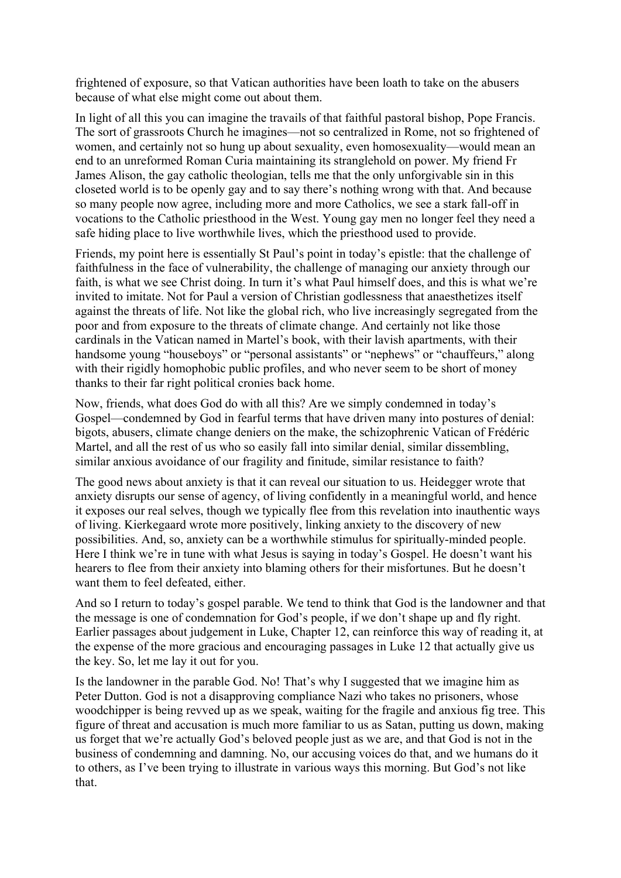frightened of exposure, so that Vatican authorities have been loath to take on the abusers because of what else might come out about them.

In light of all this you can imagine the travails of that faithful pastoral bishop, Pope Francis. The sort of grassroots Church he imagines—not so centralized in Rome, not so frightened of women, and certainly not so hung up about sexuality, even homosexuality—would mean an end to an unreformed Roman Curia maintaining its stranglehold on power. My friend Fr James Alison, the gay catholic theologian, tells me that the only unforgivable sin in this closeted world is to be openly gay and to say there's nothing wrong with that. And because so many people now agree, including more and more Catholics, we see a stark fall-off in vocations to the Catholic priesthood in the West. Young gay men no longer feel they need a safe hiding place to live worthwhile lives, which the priesthood used to provide.

Friends, my point here is essentially St Paul's point in today's epistle: that the challenge of faithfulness in the face of vulnerability, the challenge of managing our anxiety through our faith, is what we see Christ doing. In turn it's what Paul himself does, and this is what we're invited to imitate. Not for Paul a version of Christian godlessness that anaesthetizes itself against the threats of life. Not like the global rich, who live increasingly segregated from the poor and from exposure to the threats of climate change. And certainly not like those cardinals in the Vatican named in Martel's book, with their lavish apartments, with their handsome young "houseboys" or "personal assistants" or "nephews" or "chauffeurs," along with their rigidly homophobic public profiles, and who never seem to be short of money thanks to their far right political cronies back home.

Now, friends, what does God do with all this? Are we simply condemned in today's Gospel—condemned by God in fearful terms that have driven many into postures of denial: bigots, abusers, climate change deniers on the make, the schizophrenic Vatican of Frédéric Martel, and all the rest of us who so easily fall into similar denial, similar dissembling, similar anxious avoidance of our fragility and finitude, similar resistance to faith?

The good news about anxiety is that it can reveal our situation to us. Heidegger wrote that anxiety disrupts our sense of agency, of living confidently in a meaningful world, and hence it exposes our real selves, though we typically flee from this revelation into inauthentic ways of living. Kierkegaard wrote more positively, linking anxiety to the discovery of new possibilities. And, so, anxiety can be a worthwhile stimulus for spiritually-minded people. Here I think we're in tune with what Jesus is saying in today's Gospel. He doesn't want his hearers to flee from their anxiety into blaming others for their misfortunes. But he doesn't want them to feel defeated, either.

And so I return to today's gospel parable. We tend to think that God is the landowner and that the message is one of condemnation for God's people, if we don't shape up and fly right. Earlier passages about judgement in Luke, Chapter 12, can reinforce this way of reading it, at the expense of the more gracious and encouraging passages in Luke 12 that actually give us the key. So, let me lay it out for you.

Is the landowner in the parable God. No! That's why I suggested that we imagine him as Peter Dutton. God is not a disapproving compliance Nazi who takes no prisoners, whose woodchipper is being revved up as we speak, waiting for the fragile and anxious fig tree. This figure of threat and accusation is much more familiar to us as Satan, putting us down, making us forget that we're actually God's beloved people just as we are, and that God is not in the business of condemning and damning. No, our accusing voices do that, and we humans do it to others, as I've been trying to illustrate in various ways this morning. But God's not like that.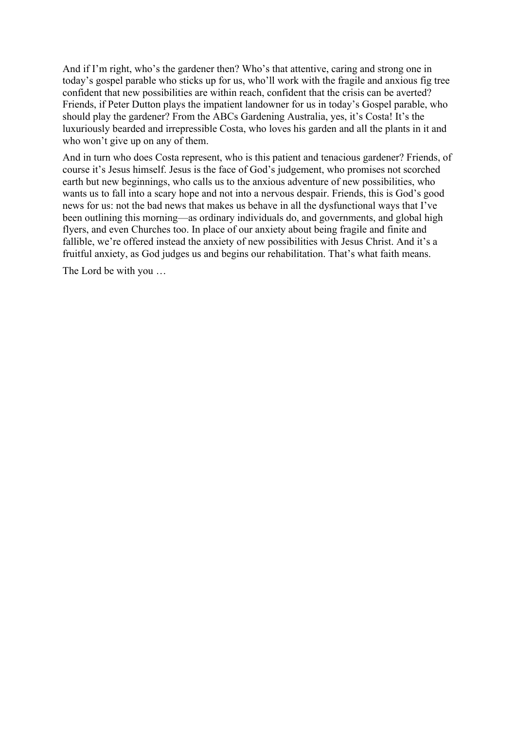And if I'm right, who's the gardener then? Who's that attentive, caring and strong one in today's gospel parable who sticks up for us, who'll work with the fragile and anxious fig tree confident that new possibilities are within reach, confident that the crisis can be averted? Friends, if Peter Dutton plays the impatient landowner for us in today's Gospel parable, who should play the gardener? From the ABCs Gardening Australia, yes, it's Costa! It's the luxuriously bearded and irrepressible Costa, who loves his garden and all the plants in it and who won't give up on any of them.

And in turn who does Costa represent, who is this patient and tenacious gardener? Friends, of course it's Jesus himself. Jesus is the face of God's judgement, who promises not scorched earth but new beginnings, who calls us to the anxious adventure of new possibilities, who wants us to fall into a scary hope and not into a nervous despair. Friends, this is God's good news for us: not the bad news that makes us behave in all the dysfunctional ways that I've been outlining this morning—as ordinary individuals do, and governments, and global high flyers, and even Churches too. In place of our anxiety about being fragile and finite and fallible, we're offered instead the anxiety of new possibilities with Jesus Christ. And it's a fruitful anxiety, as God judges us and begins our rehabilitation. That's what faith means.

The Lord be with you …